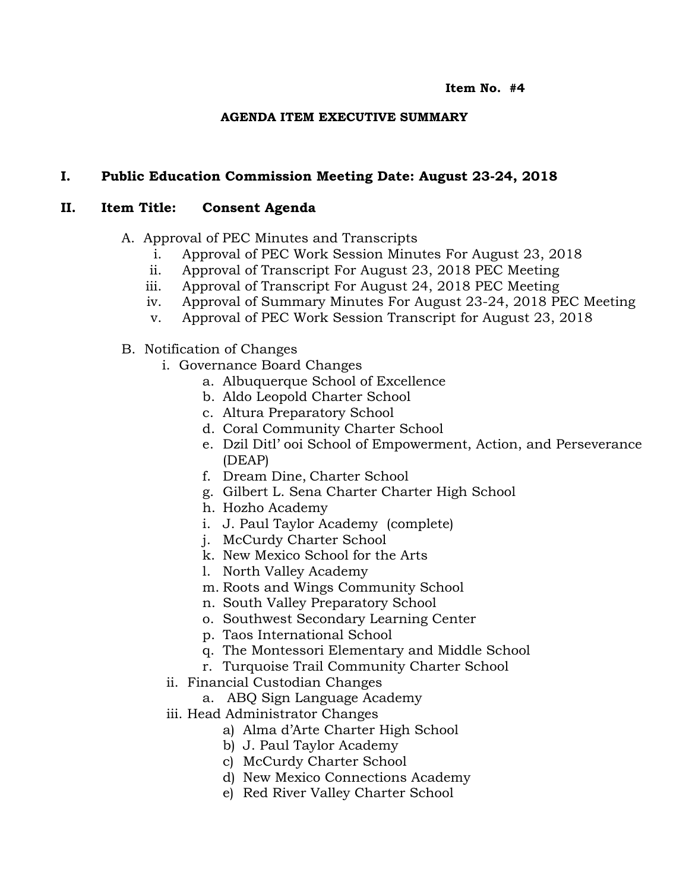**Item No. #4**

**AGENDA ITEM EXECUTIVE SUMMARY**

**I. Public Education Commission Meeting Date: August 23-24, 2018**

**II. Item Title: Consent Agenda**

A. Approval of PEC Minutes and Transcripts
   - i. Approval of PEC Work Session Minutes For August 23, 2018
   - ii. Approval of Transcript For August 23, 2018 PEC Meeting
   - iii. Approval of Transcript For August 24, 2018 PEC Meeting
   - iv. Approval of Summary Minutes For August 23-24, 2018 PEC Meeting
   - v. Approval of PEC Work Session Transcript for August 23, 2018

B. Notification of Changes
   - i. Governance Board Changes
     - a. Albuquerque School of Excellence
     - b. Aldo Leopold Charter School
     - c. Altura Preparatory School
     - d. Coral Community Charter School
     - e. Dzil Ditl' ooi School of Empowerment, Action, and Perseverance (DEAP)
     - f. Dream Dine, Charter School
     - g. Gilbert L. Sena Charter Charter High School
     - h. Hozho Academy
     - i. J. Paul Taylor Academy (complete)
     - j. McCurdy Charter School
     - k. New Mexico School for the Arts
     - l. North Valley Academy
     - m. Roots and Wings Community School
     - n. South Valley Preparatory School
     - o. Southwest Secondary Learning Center
     - p. Taos International School
     - q. The Montessori Elementary and Middle School
     - r. Turquoise Trail Community Charter School
   - ii. Financial Custodian Changes
     - a. ABQ Sign Language Academy
   - iii. Head Administrator Changes
     - a) Alma d'Arte Charter High School
     - b) J. Paul Taylor Academy
     - c) McCurdy Charter School
     - d) New Mexico Connections Academy
     - e) Red River Valley Charter School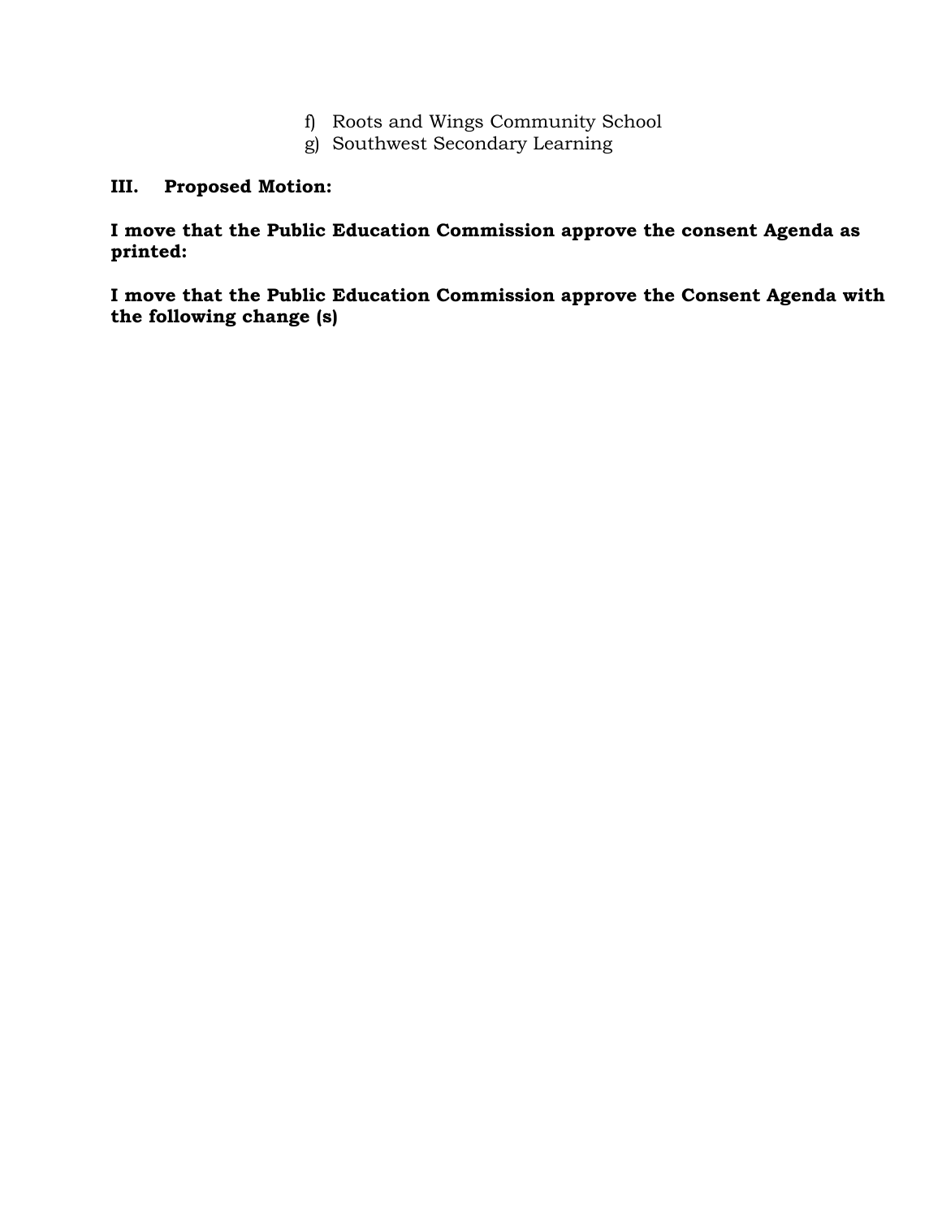f) Roots and Wings Community School
g) Southwest Secondary Learning

**III. Proposed Motion:**

**I move that the Public Education Commission approve the consent Agenda as printed:**

**I move that the Public Education Commission approve the Consent Agenda with the following change (s)**